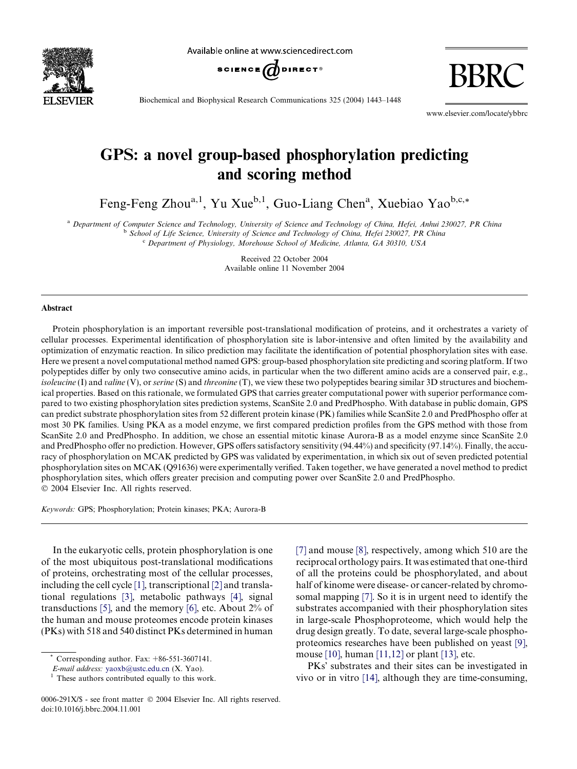# GPS: a novel group-based phosphorylation predicting and scoring method

Feng-Feng Zhou[a,1], Yu Xue[b,1], Guo-Liang Chen[a], Xuebiao Yao[b,c,*]

[a] *Department of Computer Science and Technology, University of Science and Technology of China, Hefei, Anhui 230027, PR China*
[b] *School of Life Science, University of Science and Technology of China, Hefei 230027, PR China*
[c] *Department of Physiology, Morehouse School of Medicine, Atlanta, GA 30310, USA*

Received 22 October 2004
Available online 11 November 2004

## Abstract

Protein phosphorylation is an important reversible post-translational modification of proteins, and it orchestrates a variety of cellular processes. Experimental identification of phosphorylation site is labor-intensive and often limited by the availability and optimization of enzymatic reaction. In silico prediction may facilitate the identification of potential phosphorylation sites with ease. Here we present a novel computational method named GPS: group-based phosphorylation site predicting and scoring platform. If two polypeptides differ by only two consecutive amino acids, in particular when the two different amino acids are a conserved pair, e.g., *isoleucine* (I) and *valine* (V), or *serine* (S) and *threonine* (T), we view these two polypeptides bearing similar 3D structures and biochemical properties. Based on this rationale, we formulated GPS that carries greater computational power with superior performance compared to two existing phosphorylation sites prediction systems, ScanSite 2.0 and PredPhospho. With database in public domain, GPS can predict substrate phosphorylation sites from 52 different protein kinase (PK) families while ScanSite 2.0 and PredPhospho offer at most 30 PK families. Using PKA as a model enzyme, we first compared prediction profiles from the GPS method with those from ScanSite 2.0 and PredPhospho. In addition, we chose an essential mitotic kinase Aurora-B as a model enzyme since ScanSite 2.0 and PredPhospho offer no prediction. However, GPS offers satisfactory sensitivity (94.44%) and specificity (97.14%). Finally, the accuracy of phosphorylation on MCAK predicted by GPS was validated by experimentation, in which six out of seven predicted potential phosphorylation sites on MCAK (Q91636) were experimentally verified. Taken together, we have generated a novel method to predict phosphorylation sites, which offers greater precision and computing power over ScanSite 2.0 and PredPhospho.
© 2004 Elsevier Inc. All rights reserved.

*Keywords:* GPS; Phosphorylation; Protein kinases; PKA; Aurora-B

In the eukaryotic cells, protein phosphorylation is one of the most ubiquitous post-translational modifications of proteins, orchestrating most of the cellular processes, including the cell cycle [1], transcriptional [2] and translational regulations [3], metabolic pathways [4], signal transductions [5], and the memory [6], etc. About 2% of the human and mouse proteomes encode protein kinases (PKs) with 518 and 540 distinct PKs determined in human [7] and mouse [8], respectively, among which 510 are the reciprocal orthology pairs. It was estimated that one-third of all the proteins could be phosphorylated, and about half of kinome were disease- or cancer-related by chromosomal mapping [7]. So it is in urgent need to identify the substrates accompanied with their phosphorylation sites in large-scale Phosphoproteome, which would help the drug design greatly. To date, several large-scale phosphoproteomics researches have been published on yeast [9], mouse [10], human [11,12] or plant [13], etc.

PKs' substrates and their sites can be investigated in vivo or in vitro [14], although they are time-consuming,

---

* Corresponding author. Fax: +86-551-3607141.
*E-mail address:* yaoxb@ustc.edu.cn (X. Yao).
[1] These authors contributed equally to this work.

0006-291X/$ - see front matter © 2004 Elsevier Inc. All rights reserved.
doi:10.1016/j.bbrc.2004.11.001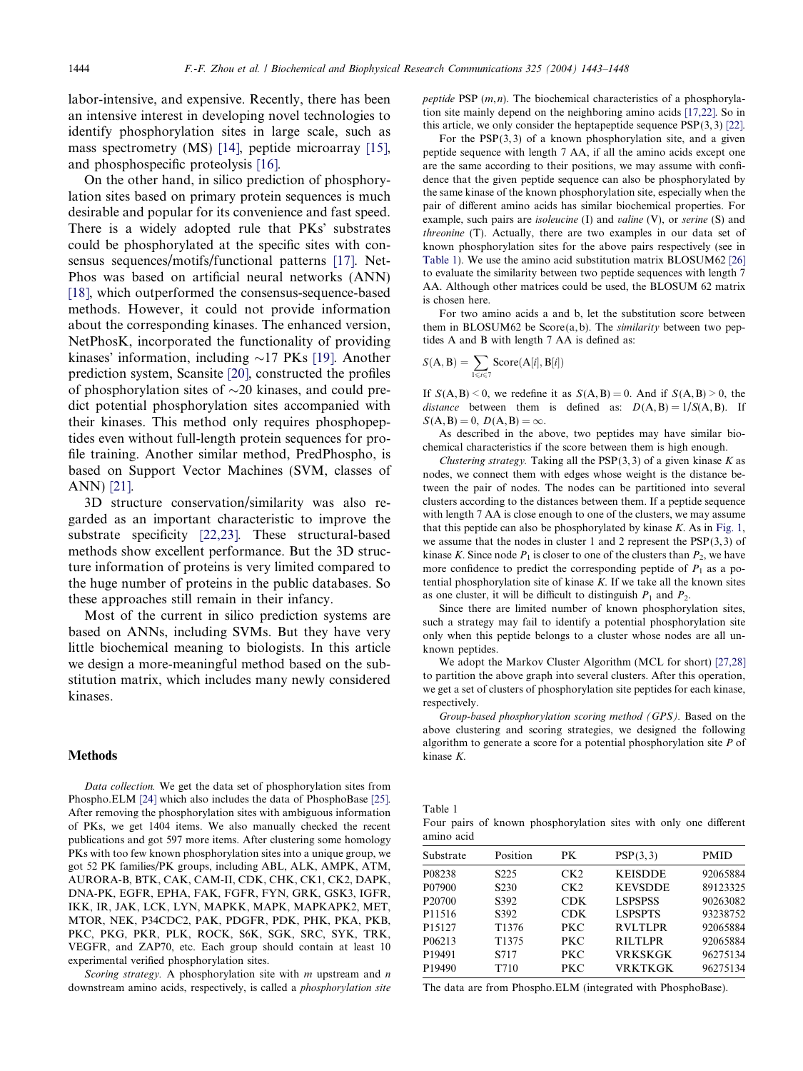labor-intensive, and expensive. Recently, there has been an intensive interest in developing novel technologies to identify phosphorylation sites in large scale, such as mass spectrometry (MS) [14], peptide microarray [15], and phosphospecific proteolysis [16].

On the other hand, in silico prediction of phosphorylation sites based on primary protein sequences is much desirable and popular for its convenience and fast speed. There is a widely adopted rule that PKs' substrates could be phosphorylated at the specific sites with consensus sequences/motifs/functional patterns [17]. NetPhos was based on artificial neural networks (ANN) [18], which outperformed the consensus-sequence-based methods. However, it could not provide information about the corresponding kinases. The enhanced version, NetPhosK, incorporated the functionality of providing kinases' information, including ~17 PKs [19]. Another prediction system, Scansite [20], constructed the profiles of phosphorylation sites of ~20 kinases, and could predict potential phosphorylation sites accompanied with their kinases. This method only requires phosphopeptides even without full-length protein sequences for profile training. Another similar method, PredPhospho, is based on Support Vector Machines (SVM, classes of ANN) [21].

3D structure conservation/similarity was also regarded as an important characteristic to improve the substrate specificity [22,23]. These structural-based methods show excellent performance. But the 3D structure information of proteins is very limited compared to the huge number of proteins in the public databases. So these approaches still remain in their infancy.

Most of the current in silico prediction systems are based on ANNs, including SVMs. But they have very little biochemical meaning to biologists. In this article we design a more-meaningful method based on the substitution matrix, which includes many newly considered kinases.

## Methods

*Data collection.* We get the data set of phosphorylation sites from Phospho.ELM [24] which also includes the data of PhosphoBase [25]. After removing the phosphorylation sites with ambiguous information of PKs, we get 1404 items. We also manually checked the recent publications and got 597 more items. After clustering some homology PKs with too few known phosphorylation sites into a unique group, we got 52 PK families/PK groups, including ABL, ALK, AMPK, ATM, AURORA-B, BTK, CAK, CAM-II, CDK, CHK, CK1, CK2, DAPK, DNA-PK, EGFR, EPHA, FAK, FGFR, FYN, GRK, GSK3, IGFR, IKK, IR, JAK, LCK, LYN, MAPKK, MAPK, MAPKAPK2, MET, MTOR, NEK, P34CDC2, PAK, PDGFR, PDK, PHK, PKA, PKB, PKC, PKG, PKR, PLK, ROCK, S6K, SGK, SRC, SYK, TRK, VEGFR, and ZAP70, etc. Each group should contain at least 10 experimental verified phosphorylation sites.

*Scoring strategy.* A phosphorylation site with $m$ upstream and $n$ downstream amino acids, respectively, is called a *phosphorylation site peptide* PSP $(m,n)$. The biochemical characteristics of a phosphorylation site mainly depend on the neighboring amino acids [17,22]. So in this article, we only consider the heptapeptide sequence PSP(3, 3) [22].

For the PSP(3, 3) of a known phosphorylation site, and a given peptide sequence with length 7 AA, if all the amino acids except one are the same according to their positions, we may assume with confidence that the given peptide sequence can also be phosphorylated by the same kinase of the known phosphorylation site, especially when the pair of different amino acids has similar biochemical properties. For example, such pairs are *isoleucine* (I) and *valine* (V), or *serine* (S) and *threonine* (T). Actually, there are two examples in our data set of known phosphorylation sites for the above pairs respectively (see in Table 1). We use the amino acid substitution matrix BLOSUM62 [26] to evaluate the similarity between two peptide sequences with length 7 AA. Although other matrices could be used, the BLOSUM 62 matrix is chosen here.

For two amino acids a and b, let the substitution score between them in BLOSUM62 be Score(a, b). The *similarity* between two peptides A and B with length 7 AA is defined as:

$$S(\mathrm{A},\mathrm{B}) = \sum_{1\leqslant i\leqslant 7} \mathrm{Score}(\mathrm{A}[i],\mathrm{B}[i])$$

If $S(\mathrm{A},\mathrm{B}) < 0$, we redefine it as $S(\mathrm{A},\mathrm{B}) = 0$. And if $S(\mathrm{A},\mathrm{B}) > 0$, the *distance* between them is defined as: $D(\mathrm{A},\mathrm{B}) = 1/S(\mathrm{A},\mathrm{B})$. If $S(\mathrm{A},\mathrm{B}) = 0$, $D(\mathrm{A},\mathrm{B}) = \infty$.

As described in the above, two peptides may have similar biochemical characteristics if the score between them is high enough.

*Clustering strategy.* Taking all the PSP(3, 3) of a given kinase $K$ as nodes, we connect them with edges whose weight is the distance between the pair of nodes. The nodes can be partitioned into several clusters according to the distances between them. If a peptide sequence with length 7 AA is close enough to one of the clusters, we may assume that this peptide can also be phosphorylated by kinase $K$. As in Fig. 1, we assume that the nodes in cluster 1 and 2 represent the PSP(3, 3) of kinase $K$. Since node $P_1$ is closer to one of the clusters than $P_2$, we have more confidence to predict the corresponding peptide of $P_1$ as a potential phosphorylation site of kinase $K$. If we take all the known sites as one cluster, it will be difficult to distinguish $P_1$ and $P_2$.

Since there are limited number of known phosphorylation sites, such a strategy may fail to identify a potential phosphorylation site only when this peptide belongs to a cluster whose nodes are all unknown peptides.

We adopt the Markov Cluster Algorithm (MCL for short) [27,28] to partition the above graph into several clusters. After this operation, we get a set of clusters of phosphorylation site peptides for each kinase, respectively.

*Group-based phosphorylation scoring method (GPS).* Based on the above clustering and scoring strategies, we designed the following algorithm to generate a score for a potential phosphorylation site $P$ of kinase $K$.

Table 1
Four pairs of known phosphorylation sites with only one different amino acid

| Substrate | Position | PK | PSP(3, 3) | PMID |
|---|---|---|---|---|
| P08238 | S225 | CK2 | KEISDDE | 92065884 |
| P07900 | S230 | CK2 | KEVSDDE | 89123325 |
| P20700 | S392 | CDK | LSPSPSS | 90263082 |
| P11516 | S392 | CDK | LSPSPTS | 93238752 |
| P15127 | T1376 | PKC | RVLTLPR | 92065884 |
| P06213 | T1375 | PKC | RILTLPR | 92065884 |
| P19491 | S717 | PKC | VRKSKGK | 96275134 |
| P19490 | T710 | PKC | VRKTKGK | 96275134 |

The data are from Phospho.ELM (integrated with PhosphoBase).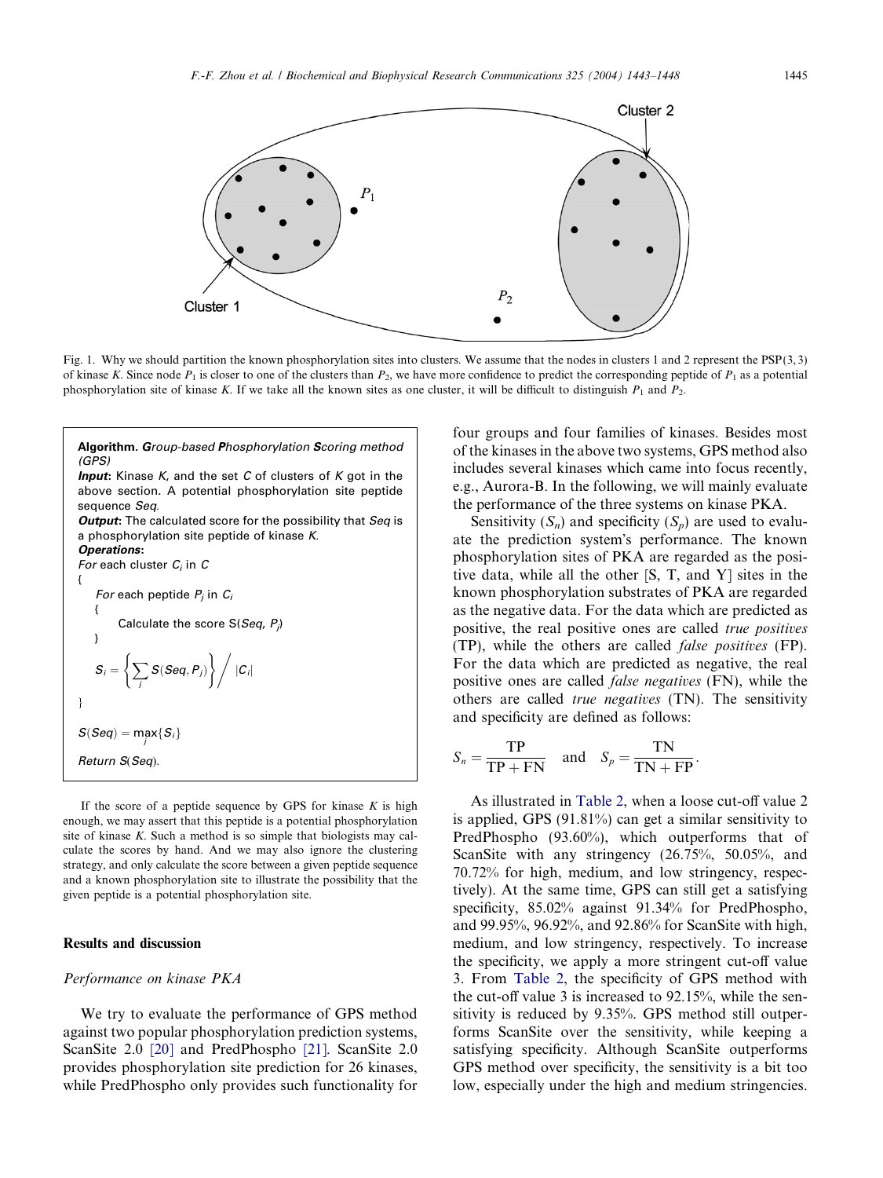Fig. 1. Why we should partition the known phosphorylation sites into clusters. We assume that the nodes in clusters 1 and 2 represent the PSP(3, 3) of kinase $K$. Since node $P_1$ is closer to one of the clusters than $P_2$, we have more confidence to predict the corresponding peptide of $P_1$ as a potential phosphorylation site of kinase $K$. If we take all the known sites as one cluster, it will be difficult to distinguish $P_1$ and $P_2$.

**Algorithm.** ***G**roup-based **P**hosphorylation **S**coring method (GPS)*

***Input***: Kinase $K$, and the set $C$ of clusters of $K$ got in the above section. A potential phosphorylation site peptide sequence $Seq$.

***Output***: The calculated score for the possibility that $Seq$ is a phosphorylation site peptide of kinase $K$.

***Operations***:

```
For each cluster C_i in C
{
    For each peptide P_j in C_i
    {
        Calculate the score S(Seq, P_j)
    }
    S_i = { Σ_j S(Seq, P_j) } / |C_i|
}
S(Seq) = max_j {S_i}
Return S(Seq).
```

$$S_i = \left\{ \sum_j S(Seq, P_j) \right\} \bigg/ |C_i|$$

$$S(Seq) = \max_j \{S_i\}$$

If the score of a peptide sequence by GPS for kinase $K$ is high enough, we may assert that this peptide is a potential phosphorylation site of kinase $K$. Such a method is so simple that biologists may calculate the scores by hand. And we may also ignore the clustering strategy, and only calculate the score between a given peptide sequence and a known phosphorylation site to illustrate the possibility that the given peptide is a potential phosphorylation site.

## Results and discussion

### *Performance on kinase PKA*

We try to evaluate the performance of GPS method against two popular phosphorylation prediction systems, ScanSite 2.0 [20] and PredPhospho [21]. ScanSite 2.0 provides phosphorylation site prediction for 26 kinases, while PredPhospho only provides such functionality for four groups and four families of kinases. Besides most of the kinases in the above two systems, GPS method also includes several kinases which came into focus recently, e.g., Aurora-B. In the following, we will mainly evaluate the performance of the three systems on kinase PKA.

Sensitivity ($S_n$) and specificity ($S_p$) are used to evaluate the prediction system's performance. The known phosphorylation sites of PKA are regarded as the positive data, while all the other [S, T, and Y] sites in the known phosphorylation substrates of PKA are regarded as the negative data. For the data which are predicted as positive, the real positive ones are called *true positives* (TP), while the others are called *false positives* (FP). For the data which are predicted as negative, the real positive ones are called *false negatives* (FN), while the others are called *true negatives* (TN). The sensitivity and specificity are defined as follows:

$$S_n = \frac{\mathrm{TP}}{\mathrm{TP} + \mathrm{FN}} \quad \text{and} \quad S_p = \frac{\mathrm{TN}}{\mathrm{TN} + \mathrm{FP}}.$$

As illustrated in Table 2, when a loose cut-off value 2 is applied, GPS (91.81%) can get a similar sensitivity to PredPhospho (93.60%), which outperforms that of ScanSite with any stringency (26.75%, 50.05%, and 70.72% for high, medium, and low stringency, respectively). At the same time, GPS can still get a satisfying specificity, 85.02% against 91.34% for PredPhospho, and 99.95%, 96.92%, and 92.86% for ScanSite with high, medium, and low stringency, respectively. To increase the specificity, we apply a more stringent cut-off value 3. From Table 2, the specificity of GPS method with the cut-off value 3 is increased to 92.15%, while the sensitivity is reduced by 9.35%. GPS method still outperforms ScanSite over the sensitivity, while keeping a satisfying specificity. Although ScanSite outperforms GPS method over specificity, the sensitivity is a bit too low, especially under the high and medium stringencies.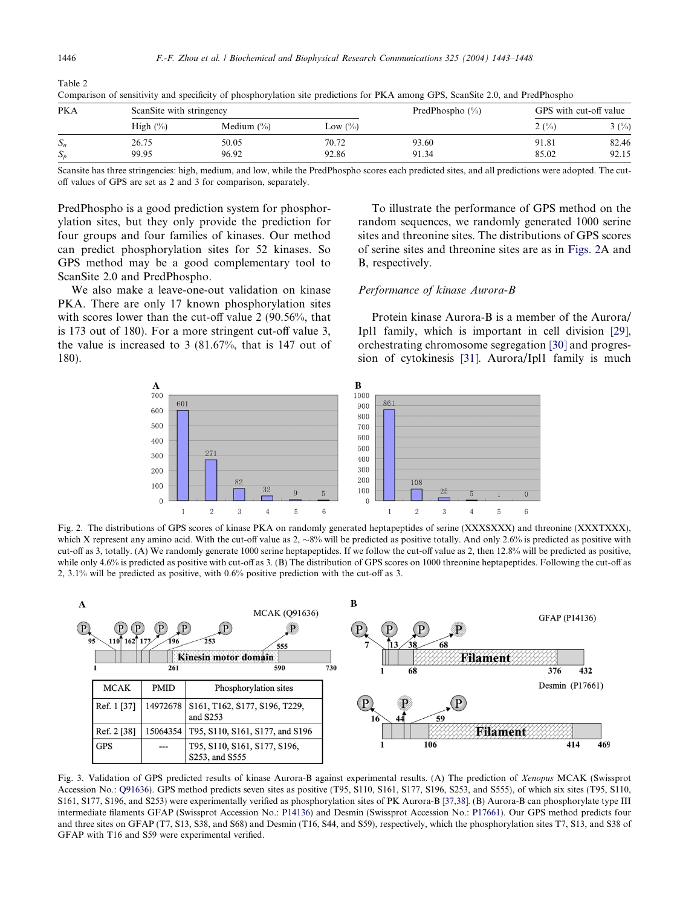Table 2
Comparison of sensitivity and specificity of phosphorylation site predictions for PKA among GPS, ScanSite 2.0, and PredPhospho

| PKA | ScanSite with stringency | | | PredPhospho (%) | GPS with cut-off value | |
|---|---|---|---|---|---|---|
| | High (%) | Medium (%) | Low (%) | | 2 (%) | 3 (%) |
| $S_n$ | 26.75 | 50.05 | 70.72 | 93.60 | 91.81 | 82.46 |
| $S_p$ | 99.95 | 96.92 | 92.86 | 91.34 | 85.02 | 92.15 |

Scansite has three stringencies: high, medium, and low, while the PredPhospho scores each predicted sites, and all predictions were adopted. The cut-off values of GPS are set as 2 and 3 for comparison, separately.

PredPhospho is a good prediction system for phosphorylation sites, but they only provide the prediction for four groups and four families of kinases. Our method can predict phosphorylation sites for 52 kinases. So GPS method may be a good complementary tool to ScanSite 2.0 and PredPhospho.

We also make a leave-one-out validation on kinase PKA. There are only 17 known phosphorylation sites with scores lower than the cut-off value 2 (90.56%, that is 173 out of 180). For a more stringent cut-off value 3, the value is increased to 3 (81.67%, that is 147 out of 180).

To illustrate the performance of GPS method on the random sequences, we randomly generated 1000 serine sites and threonine sites. The distributions of GPS scores of serine sites and threonine sites are as in Figs. 2A and B, respectively.

### *Performance of kinase Aurora-B*

Protein kinase Aurora-B is a member of the Aurora/Ipl1 family, which is important in cell division [29], orchestrating chromosome segregation [30] and progression of cytokinesis [31]. Aurora/Ipl1 family is much

Fig. 2. The distributions of GPS scores of kinase PKA on randomly generated heptapeptides of serine (XXXSXXX) and threonine (XXXTXXX), which X represent any amino acid. With the cut-off value as 2, ∼8% will be predicted as positive totally. And only 2.6% is predicted as positive with cut-off as 3, totally. (A) We randomly generate 1000 serine heptapeptides. If we follow the cut-off value as 2, then 12.8% will be predicted as positive, while only 4.6% is predicted as positive with cut-off as 3. (B) The distribution of GPS scores on 1000 threonine heptapeptides. Following the cut-off as 2, 3.1% will be predicted as positive, with 0.6% positive prediction with the cut-off as 3.

| MCAK | PMID | Phosphorylation sites |
|---|---|---|
| Ref. 1 [37] | 14972678 | S161, T162, S177, S196, T229, and S253 |
| Ref. 2 [38] | 15064354 | T95, S110, S161, S177, and S196 |
| GPS | --- | T95, S110, S161, S177, S196, S253, and S555 |

Fig. 3. Validation of GPS predicted results of kinase Aurora-B against experimental results. (A) The prediction of *Xenopus* MCAK (Swissprot Accession No.: Q91636). GPS method predicts seven sites as positive (T95, S110, S161, S177, S196, S253, and S555), of which six sites (T95, S110, S161, S177, S196, and S253) were experimentally verified as phosphorylation sites of PK Aurora-B [37,38]. (B) Aurora-B can phosphorylate type III intermediate filaments GFAP (Swissprot Accession No.: P14136) and Desmin (Swissprot Accession No.: P17661). Our GPS method predicts four and three sites on GFAP (T7, S13, S38, and S68) and Desmin (T16, S44, and S59), respectively, which the phosphorylation sites T7, S13, and S38 of GFAP with T16 and S59 were experimental verified.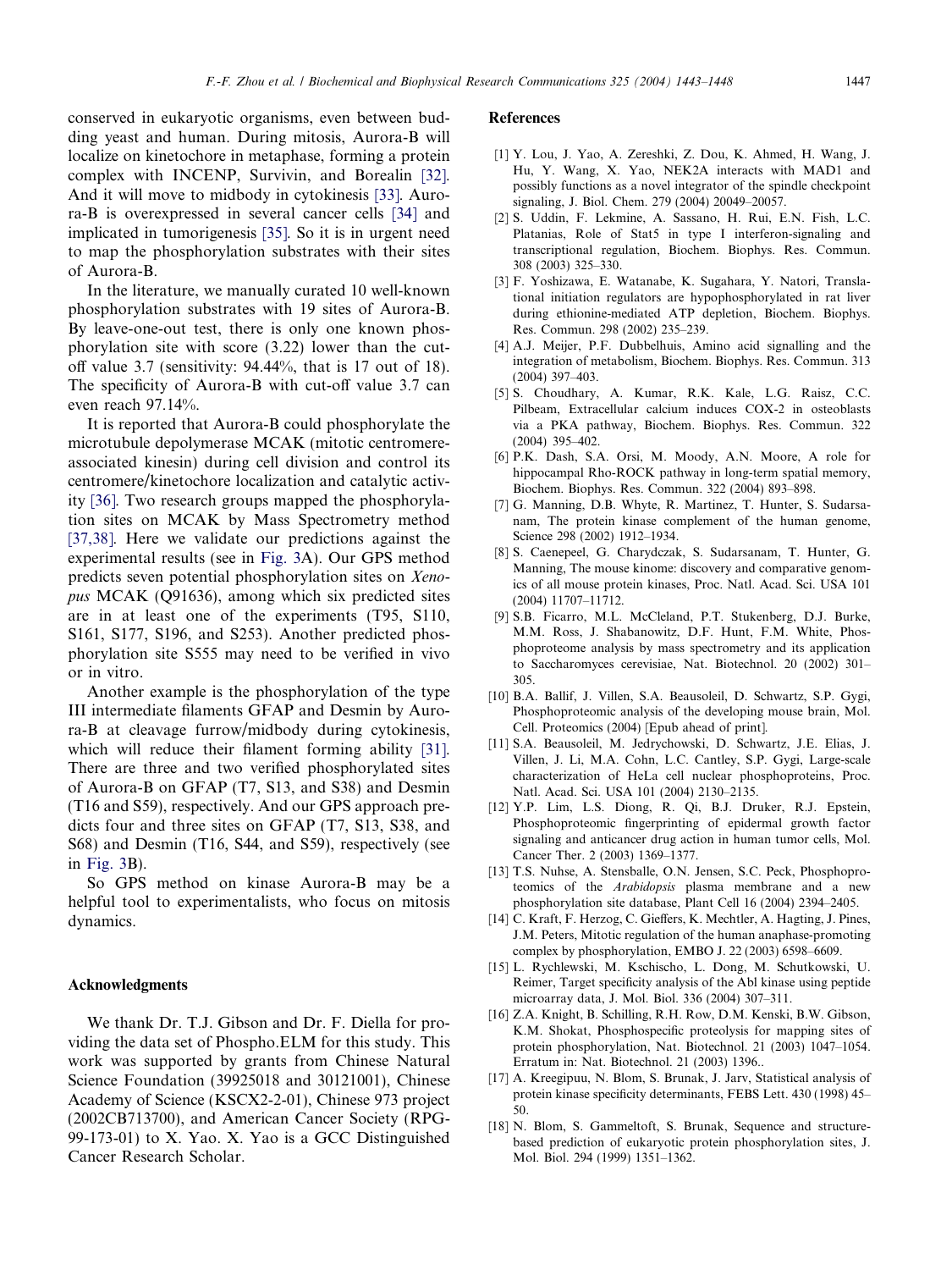conserved in eukaryotic organisms, even between budding yeast and human. During mitosis, Aurora-B will localize on kinetochore in metaphase, forming a protein complex with INCENP, Survivin, and Borealin [32]. And it will move to midbody in cytokinesis [33]. Aurora-B is overexpressed in several cancer cells [34] and implicated in tumorigenesis [35]. So it is in urgent need to map the phosphorylation substrates with their sites of Aurora-B.

In the literature, we manually curated 10 well-known phosphorylation substrates with 19 sites of Aurora-B. By leave-one-out test, there is only one known phosphorylation site with score (3.22) lower than the cut-off value 3.7 (sensitivity: 94.44%, that is 17 out of 18). The specificity of Aurora-B with cut-off value 3.7 can even reach 97.14%.

It is reported that Aurora-B could phosphorylate the microtubule depolymerase MCAK (mitotic centromere-associated kinesin) during cell division and control its centromere/kinetochore localization and catalytic activity [36]. Two research groups mapped the phosphorylation sites on MCAK by Mass Spectrometry method [37,38]. Here we validate our predictions against the experimental results (see in Fig. 3A). Our GPS method predicts seven potential phosphorylation sites on *Xenopus* MCAK (Q91636), among which six predicted sites are in at least one of the experiments (T95, S110, S161, S177, S196, and S253). Another predicted phosphorylation site S555 may need to be verified in vivo or in vitro.

Another example is the phosphorylation of the type III intermediate filaments GFAP and Desmin by Aurora-B at cleavage furrow/midbody during cytokinesis, which will reduce their filament forming ability [31]. There are three and two verified phosphorylated sites of Aurora-B on GFAP (T7, S13, and S38) and Desmin (T16 and S59), respectively. And our GPS approach predicts four and three sites on GFAP (T7, S13, S38, and S68) and Desmin (T16, S44, and S59), respectively (see in Fig. 3B).

So GPS method on kinase Aurora-B may be a helpful tool to experimentalists, who focus on mitosis dynamics.

## Acknowledgments

We thank Dr. T.J. Gibson and Dr. F. Diella for providing the data set of Phospho.ELM for this study. This work was supported by grants from Chinese Natural Science Foundation (39925018 and 30121001), Chinese Academy of Science (KSCX2-2-01), Chinese 973 project (2002CB713700), and American Cancer Society (RPG-99-173-01) to X. Yao. X. Yao is a GCC Distinguished Cancer Research Scholar.

## References

[1] Y. Lou, J. Yao, A. Zereshki, Z. Dou, K. Ahmed, H. Wang, J. Hu, Y. Wang, X. Yao, NEK2A interacts with MAD1 and possibly functions as a novel integrator of the spindle checkpoint signaling, J. Biol. Chem. 279 (2004) 20049–20057.

[2] S. Uddin, F. Lekmine, A. Sassano, H. Rui, E.N. Fish, L.C. Platanias, Role of Stat5 in type I interferon-signaling and transcriptional regulation, Biochem. Biophys. Res. Commun. 308 (2003) 325–330.

[3] F. Yoshizawa, E. Watanabe, K. Sugahara, Y. Natori, Translational initiation regulators are hypophosphorylated in rat liver during ethionine-mediated ATP depletion, Biochem. Biophys. Res. Commun. 298 (2002) 235–239.

[4] A.J. Meijer, P.F. Dubbelhuis, Amino acid signalling and the integration of metabolism, Biochem. Biophys. Res. Commun. 313 (2004) 397–403.

[5] S. Choudhary, A. Kumar, R.K. Kale, L.G. Raisz, C.C. Pilbeam, Extracellular calcium induces COX-2 in osteoblasts via a PKA pathway, Biochem. Biophys. Res. Commun. 322 (2004) 395–402.

[6] P.K. Dash, S.A. Orsi, M. Moody, A.N. Moore, A role for hippocampal Rho-ROCK pathway in long-term spatial memory, Biochem. Biophys. Res. Commun. 322 (2004) 893–898.

[7] G. Manning, D.B. Whyte, R. Martinez, T. Hunter, S. Sudarsanam, The protein kinase complement of the human genome, Science 298 (2002) 1912–1934.

[8] S. Caenepeel, G. Charydczak, S. Sudarsanam, T. Hunter, G. Manning, The mouse kinome: discovery and comparative genomics of all mouse protein kinases, Proc. Natl. Acad. Sci. USA 101 (2004) 11707–11712.

[9] S.B. Ficarro, M.L. McCleland, P.T. Stukenberg, D.J. Burke, M.M. Ross, J. Shabanowitz, D.F. Hunt, F.M. White, Phosphoproteome analysis by mass spectrometry and its application to Saccharomyces cerevisiae, Nat. Biotechnol. 20 (2002) 301–305.

[10] B.A. Ballif, J. Villen, S.A. Beausoleil, D. Schwartz, S.P. Gygi, Phosphoproteomic analysis of the developing mouse brain, Mol. Cell. Proteomics (2004) [Epub ahead of print].

[11] S.A. Beausoleil, M. Jedrychowski, D. Schwartz, J.E. Elias, J. Villen, J. Li, M.A. Cohn, L.C. Cantley, S.P. Gygi, Large-scale characterization of HeLa cell nuclear phosphoproteins, Proc. Natl. Acad. Sci. USA 101 (2004) 2130–2135.

[12] Y.P. Lim, L.S. Diong, R. Qi, B.J. Druker, R.J. Epstein, Phosphoproteomic fingerprinting of epidermal growth factor signaling and anticancer drug action in human tumor cells, Mol. Cancer Ther. 2 (2003) 1369–1377.

[13] T.S. Nuhse, A. Stensballe, O.N. Jensen, S.C. Peck, Phosphoproteomics of the *Arabidopsis* plasma membrane and a new phosphorylation site database, Plant Cell 16 (2004) 2394–2405.

[14] C. Kraft, F. Herzog, C. Gieffers, K. Mechtler, A. Hagting, J. Pines, J.M. Peters, Mitotic regulation of the human anaphase-promoting complex by phosphorylation, EMBO J. 22 (2003) 6598–6609.

[15] L. Rychlewski, M. Kschischo, L. Dong, M. Schutkowski, U. Reimer, Target specificity analysis of the Abl kinase using peptide microarray data, J. Mol. Biol. 336 (2004) 307–311.

[16] Z.A. Knight, B. Schilling, R.H. Row, D.M. Kenski, B.W. Gibson, K.M. Shokat, Phosphospecific proteolysis for mapping sites of protein phosphorylation, Nat. Biotechnol. 21 (2003) 1047–1054. Erratum in: Nat. Biotechnol. 21 (2003) 1396..

[17] A. Kreegipuu, N. Blom, S. Brunak, J. Jarv, Statistical analysis of protein kinase specificity determinants, FEBS Lett. 430 (1998) 45–50.

[18] N. Blom, S. Gammeltoft, S. Brunak, Sequence and structure-based prediction of eukaryotic protein phosphorylation sites, J. Mol. Biol. 294 (1999) 1351–1362.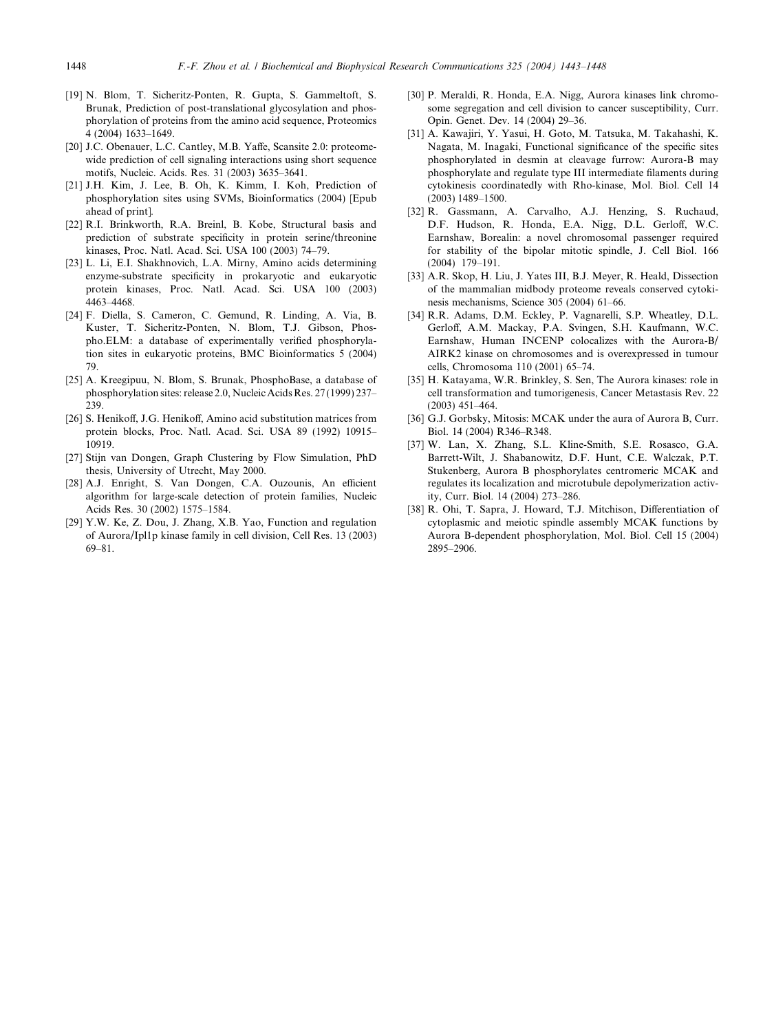[19] N. Blom, T. Sicheritz-Ponten, R. Gupta, S. Gammeltoft, S. Brunak, Prediction of post-translational glycosylation and phosphorylation of proteins from the amino acid sequence, Proteomics 4 (2004) 1633–1649.

[20] J.C. Obenauer, L.C. Cantley, M.B. Yaffe, Scansite 2.0: proteome-wide prediction of cell signaling interactions using short sequence motifs, Nucleic. Acids. Res. 31 (2003) 3635–3641.

[21] J.H. Kim, J. Lee, B. Oh, K. Kimm, I. Koh, Prediction of phosphorylation sites using SVMs, Bioinformatics (2004) [Epub ahead of print].

[22] R.I. Brinkworth, R.A. Breinl, B. Kobe, Structural basis and prediction of substrate specificity in protein serine/threonine kinases, Proc. Natl. Acad. Sci. USA 100 (2003) 74–79.

[23] L. Li, E.I. Shakhnovich, L.A. Mirny, Amino acids determining enzyme-substrate specificity in prokaryotic and eukaryotic protein kinases, Proc. Natl. Acad. Sci. USA 100 (2003) 4463–4468.

[24] F. Diella, S. Cameron, C. Gemund, R. Linding, A. Via, B. Kuster, T. Sicheritz-Ponten, N. Blom, T.J. Gibson, Phospho.ELM: a database of experimentally verified phosphorylation sites in eukaryotic proteins, BMC Bioinformatics 5 (2004) 79.

[25] A. Kreegipuu, N. Blom, S. Brunak, PhosphoBase, a database of phosphorylation sites: release 2.0, Nucleic Acids Res. 27 (1999) 237–239.

[26] S. Henikoff, J.G. Henikoff, Amino acid substitution matrices from protein blocks, Proc. Natl. Acad. Sci. USA 89 (1992) 10915–10919.

[27] Stijn van Dongen, Graph Clustering by Flow Simulation, PhD thesis, University of Utrecht, May 2000.

[28] A.J. Enright, S. Van Dongen, C.A. Ouzounis, An efficient algorithm for large-scale detection of protein families, Nucleic Acids Res. 30 (2002) 1575–1584.

[29] Y.W. Ke, Z. Dou, J. Zhang, X.B. Yao, Function and regulation of Aurora/Ipl1p kinase family in cell division, Cell Res. 13 (2003) 69–81.

[30] P. Meraldi, R. Honda, E.A. Nigg, Aurora kinases link chromosome segregation and cell division to cancer susceptibility, Curr. Opin. Genet. Dev. 14 (2004) 29–36.

[31] A. Kawajiri, Y. Yasui, H. Goto, M. Tatsuka, M. Takahashi, K. Nagata, M. Inagaki, Functional significance of the specific sites phosphorylated in desmin at cleavage furrow: Aurora-B may phosphorylate and regulate type III intermediate filaments during cytokinesis coordinatedly with Rho-kinase, Mol. Biol. Cell 14 (2003) 1489–1500.

[32] R. Gassmann, A. Carvalho, A.J. Henzing, S. Ruchaud, D.F. Hudson, R. Honda, E.A. Nigg, D.L. Gerloff, W.C. Earnshaw, Borealin: a novel chromosomal passenger required for stability of the bipolar mitotic spindle, J. Cell Biol. 166 (2004) 179–191.

[33] A.R. Skop, H. Liu, J. Yates III, B.J. Meyer, R. Heald, Dissection of the mammalian midbody proteome reveals conserved cytokinesis mechanisms, Science 305 (2004) 61–66.

[34] R.R. Adams, D.M. Eckley, P. Vagnarelli, S.P. Wheatley, D.L. Gerloff, A.M. Mackay, P.A. Svingen, S.H. Kaufmann, W.C. Earnshaw, Human INCENP colocalizes with the Aurora-B/AIRK2 kinase on chromosomes and is overexpressed in tumour cells, Chromosoma 110 (2001) 65–74.

[35] H. Katayama, W.R. Brinkley, S. Sen, The Aurora kinases: role in cell transformation and tumorigenesis, Cancer Metastasis Rev. 22 (2003) 451–464.

[36] G.J. Gorbsky, Mitosis: MCAK under the aura of Aurora B, Curr. Biol. 14 (2004) R346–R348.

[37] W. Lan, X. Zhang, S.L. Kline-Smith, S.E. Rosasco, G.A. Barrett-Wilt, J. Shabanowitz, D.F. Hunt, C.E. Walczak, P.T. Stukenberg, Aurora B phosphorylates centromeric MCAK and regulates its localization and microtubule depolymerization activity, Curr. Biol. 14 (2004) 273–286.

[38] R. Ohi, T. Sapra, J. Howard, T.J. Mitchison, Differentiation of cytoplasmic and meiotic spindle assembly MCAK functions by Aurora B-dependent phosphorylation, Mol. Biol. Cell 15 (2004) 2895–2906.